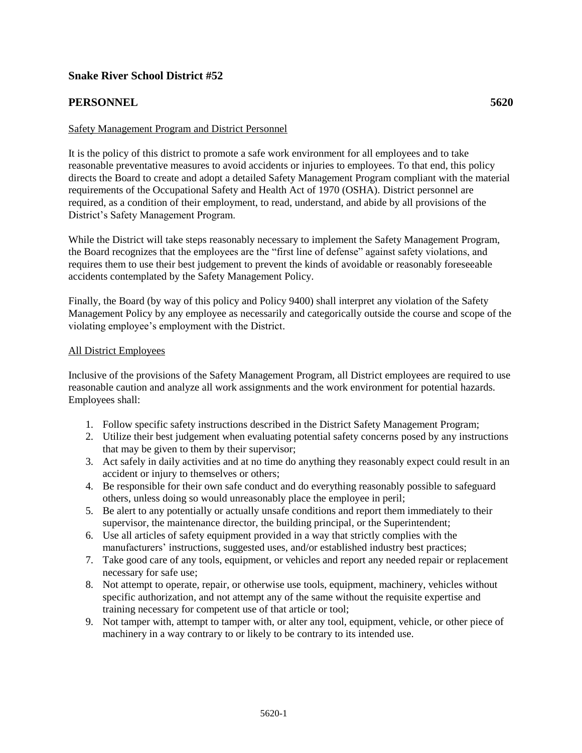# Snake River School District #52

## PERSONNEL 5620

Safety Management Program and District Personnel

It is the policy of this district to promote a safe work environment for all employees and to take reasonable preventative measures to avoid accidents or injuries to employees. To that end, this policy directs the Board to create and adopt a detailed Safety Management Program compliant with the material requirements of the Occupational Safety and Health Act of 1970 (OSHA). District personnel are required, as a condition of their employment, to read, understand, and abide by all provisions of the District's Safety Management Program.

While the District will take steps reasonably necessary to implement the Safety Management Program, the Board recognizes that the employees are the "first line of defense" against safety violations, and requires them to use their best judgement to prevent the kinds of avoidable or reasonably foreseeable accidents contemplated by the Safety Management Policy.

Finally, the Board (by way of this policy and Policy 9400) shall interpret any violation of the Safety Management Policy by any employee as necessarily and categorically outside the course and scope of the violating employee's employment with the District.

All District Employees

Inclusive of the provisions of the Safety Management Program, all District employees are required to use reasonable caution and analyze all work assignments and the work environment for potential hazards. Employees shall:

1. Follow specific safety instructions described in the District Safety Management Program;
2. Utilize their best judgement when evaluating potential safety concerns posed by any instructions that may be given to them by their supervisor;
3. Act safely in daily activities and at no time do anything they reasonably expect could result in an accident or injury to themselves or others;
4. Be responsible for their own safe conduct and do everything reasonably possible to safeguard others, unless doing so would unreasonably place the employee in peril;
5. Be alert to any potentially or actually unsafe conditions and report them immediately to their supervisor, the maintenance director, the building principal, or the Superintendent;
6. Use all articles of safety equipment provided in a way that strictly complies with the manufacturers' instructions, suggested uses, and/or established industry best practices;
7. Take good care of any tools, equipment, or vehicles and report any needed repair or replacement necessary for safe use;
8. Not attempt to operate, repair, or otherwise use tools, equipment, machinery, vehicles without specific authorization, and not attempt any of the same without the requisite expertise and training necessary for competent use of that article or tool;
9. Not tamper with, attempt to tamper with, or alter any tool, equipment, vehicle, or other piece of machinery in a way contrary to or likely to be contrary to its intended use.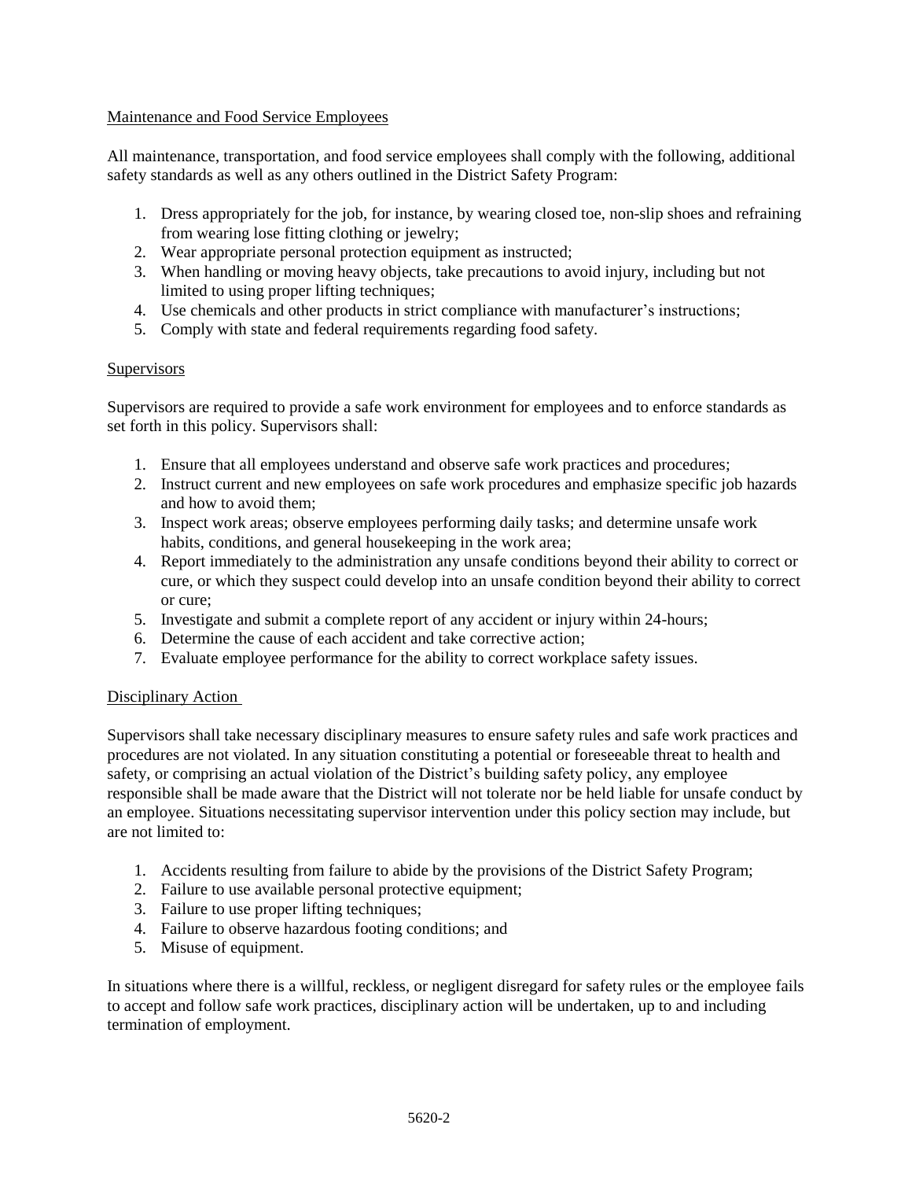Maintenance and Food Service Employees

All maintenance, transportation, and food service employees shall comply with the following, additional safety standards as well as any others outlined in the District Safety Program:

1. Dress appropriately for the job, for instance, by wearing closed toe, non-slip shoes and refraining from wearing lose fitting clothing or jewelry;
2. Wear appropriate personal protection equipment as instructed;
3. When handling or moving heavy objects, take precautions to avoid injury, including but not limited to using proper lifting techniques;
4. Use chemicals and other products in strict compliance with manufacturer's instructions;
5. Comply with state and federal requirements regarding food safety.

Supervisors

Supervisors are required to provide a safe work environment for employees and to enforce standards as set forth in this policy. Supervisors shall:

1. Ensure that all employees understand and observe safe work practices and procedures;
2. Instruct current and new employees on safe work procedures and emphasize specific job hazards and how to avoid them;
3. Inspect work areas; observe employees performing daily tasks; and determine unsafe work habits, conditions, and general housekeeping in the work area;
4. Report immediately to the administration any unsafe conditions beyond their ability to correct or cure, or which they suspect could develop into an unsafe condition beyond their ability to correct or cure;
5. Investigate and submit a complete report of any accident or injury within 24-hours;
6. Determine the cause of each accident and take corrective action;
7. Evaluate employee performance for the ability to correct workplace safety issues.

Disciplinary Action

Supervisors shall take necessary disciplinary measures to ensure safety rules and safe work practices and procedures are not violated. In any situation constituting a potential or foreseeable threat to health and safety, or comprising an actual violation of the District's building safety policy, any employee responsible shall be made aware that the District will not tolerate nor be held liable for unsafe conduct by an employee. Situations necessitating supervisor intervention under this policy section may include, but are not limited to:

1. Accidents resulting from failure to abide by the provisions of the District Safety Program;
2. Failure to use available personal protective equipment;
3. Failure to use proper lifting techniques;
4. Failure to observe hazardous footing conditions; and
5. Misuse of equipment.

In situations where there is a willful, reckless, or negligent disregard for safety rules or the employee fails to accept and follow safe work practices, disciplinary action will be undertaken, up to and including termination of employment.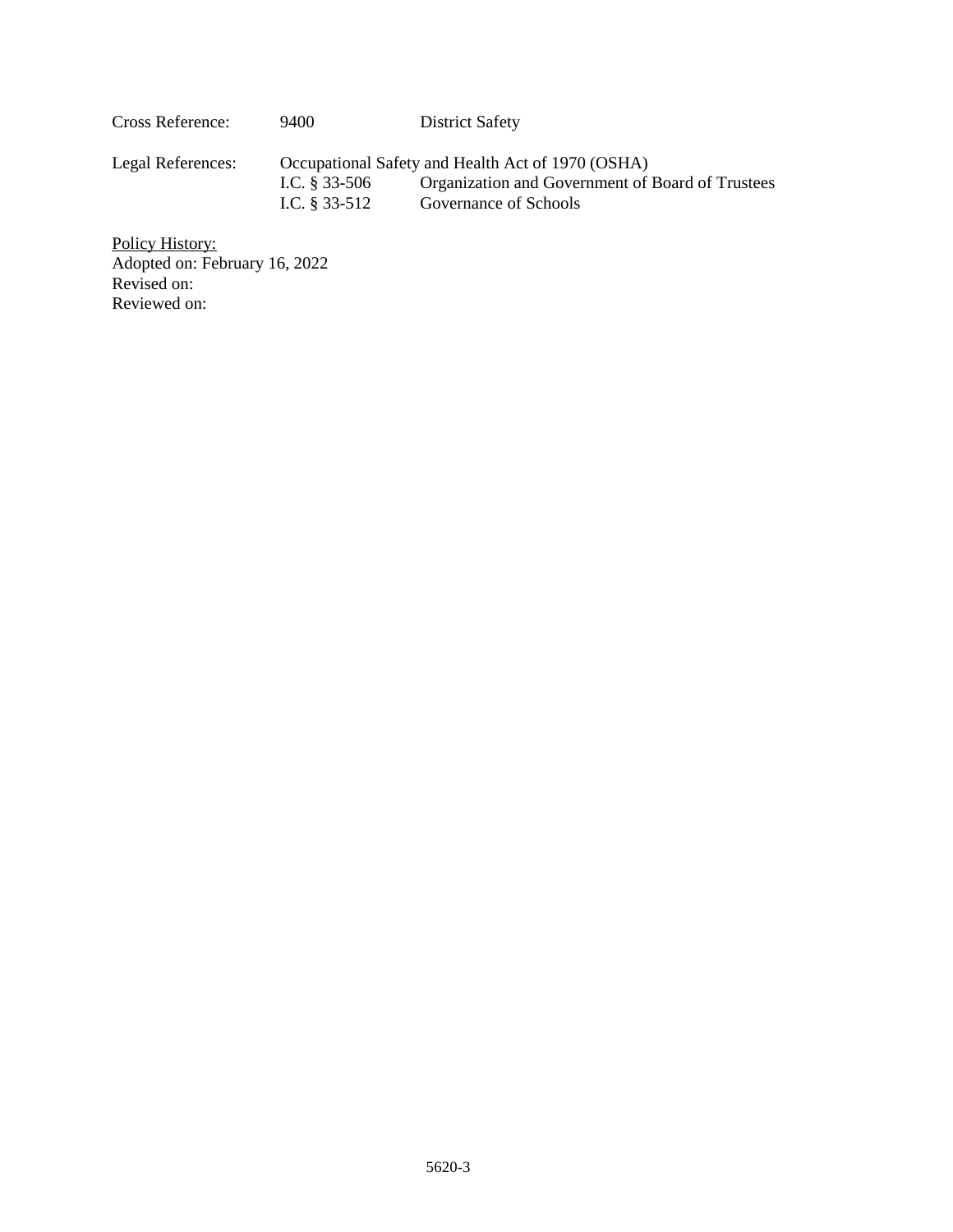| | | |
|---|---|---|
| Cross Reference: | 9400 | District Safety |
| Legal References: | Occupational Safety and Health Act of 1970 (OSHA) | |
| | I.C. § 33-506 | Organization and Government of Board of Trustees |
| | I.C. § 33-512 | Governance of Schools |

Policy History:
Adopted on: February 16, 2022
Revised on:
Reviewed on: